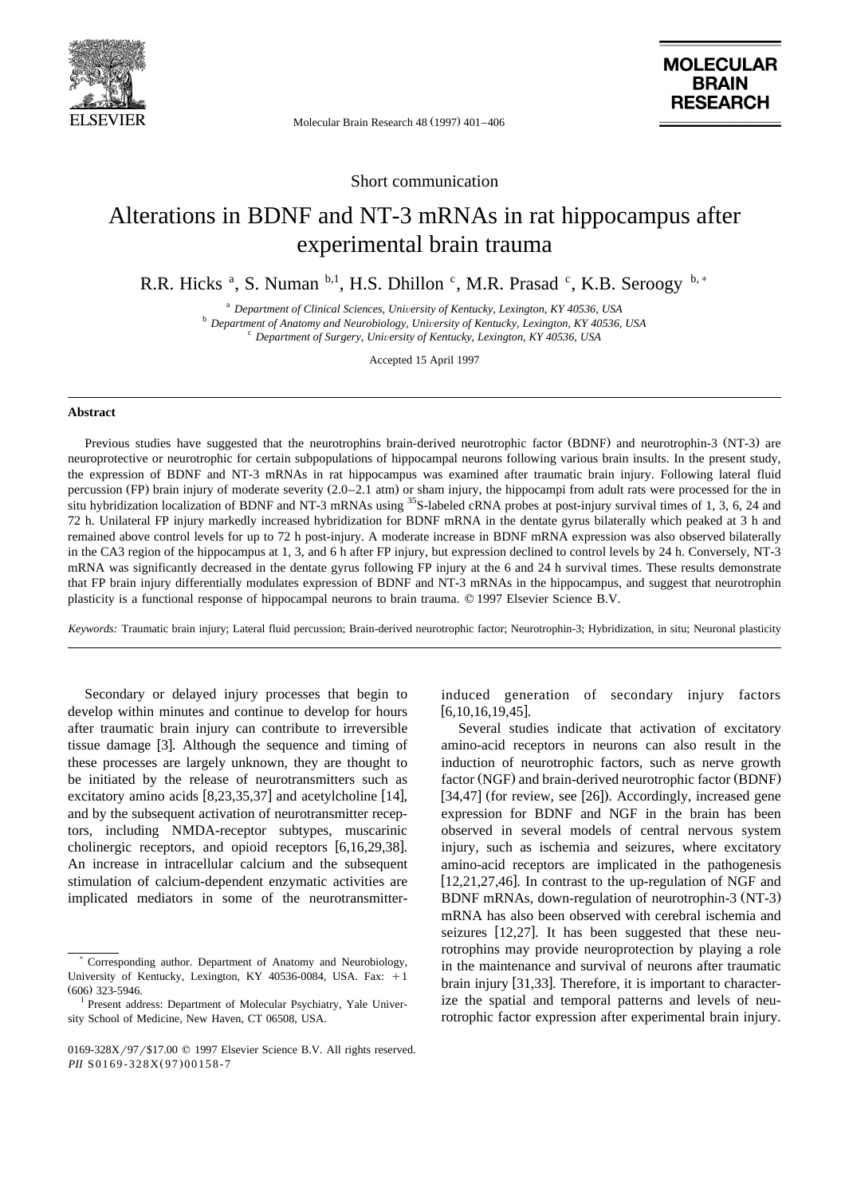Short communication

# Alterations in BDNF and NT-3 mRNAs in rat hippocampus after experimental brain trauma

R.R. Hicks [a], S. Numan [b,1], H.S. Dhillon [c], M.R. Prasad [c], K.B. Seroogy [b,*]

[a] Department of Clinical Sciences, University of Kentucky, Lexington, KY 40536, USA
[b] Department of Anatomy and Neurobiology, University of Kentucky, Lexington, KY 40536, USA
[c] Department of Surgery, University of Kentucky, Lexington, KY 40536, USA

Accepted 15 April 1997

## Abstract

Previous studies have suggested that the neurotrophins brain-derived neurotrophic factor (BDNF) and neurotrophin-3 (NT-3) are neuroprotective or neurotrophic for certain subpopulations of hippocampal neurons following various brain insults. In the present study, the expression of BDNF and NT-3 mRNAs in rat hippocampus was examined after traumatic brain injury. Following lateral fluid percussion (FP) brain injury of moderate severity (2.0–2.1 atm) or sham injury, the hippocampi from adult rats were processed for the in situ hybridization localization of BDNF and NT-3 mRNAs using $^{35}$S-labeled cRNA probes at post-injury survival times of 1, 3, 6, 24 and 72 h. Unilateral FP injury markedly increased hybridization for BDNF mRNA in the dentate gyrus bilaterally which peaked at 3 h and remained above control levels for up to 72 h post-injury. A moderate increase in BDNF mRNA expression was also observed bilaterally in the CA3 region of the hippocampus at 1, 3, and 6 h after FP injury, but expression declined to control levels by 24 h. Conversely, NT-3 mRNA was significantly decreased in the dentate gyrus following FP injury at the 6 and 24 h survival times. These results demonstrate that FP brain injury differentially modulates expression of BDNF and NT-3 mRNAs in the hippocampus, and suggest that neurotrophin plasticity is a functional response of hippocampal neurons to brain trauma. © 1997 Elsevier Science B.V.

*Keywords:* Traumatic brain injury; Lateral fluid percussion; Brain-derived neurotrophic factor; Neurotrophin-3; Hybridization, in situ; Neuronal plasticity

Secondary or delayed injury processes that begin to develop within minutes and continue to develop for hours after traumatic brain injury can contribute to irreversible tissue damage [3]. Although the sequence and timing of these processes are largely unknown, they are thought to be initiated by the release of neurotransmitters such as excitatory amino acids [8,23,35,37] and acetylcholine [14], and by the subsequent activation of neurotransmitter receptors, including NMDA-receptor subtypes, muscarinic cholinergic receptors, and opioid receptors [6,16,29,38]. An increase in intracellular calcium and the subsequent stimulation of calcium-dependent enzymatic activities are implicated mediators in some of the neurotransmitter-induced generation of secondary injury factors [6,10,16,19,45].

Several studies indicate that activation of excitatory amino-acid receptors in neurons can also result in the induction of neurotrophic factors, such as nerve growth factor (NGF) and brain-derived neurotrophic factor (BDNF) [34,47] (for review, see [26]). Accordingly, increased gene expression for BDNF and NGF in the brain has been observed in several models of central nervous system injury, such as ischemia and seizures, where excitatory amino-acid receptors are implicated in the pathogenesis [12,21,27,46]. In contrast to the up-regulation of NGF and BDNF mRNAs, down-regulation of neurotrophin-3 (NT-3) mRNA has also been observed with cerebral ischemia and seizures [12,27]. It has been suggested that these neurotrophins may provide neuroprotection by playing a role in the maintenance and survival of neurons after traumatic brain injury [31,33]. Therefore, it is important to characterize the spatial and temporal patterns and levels of neurotrophic factor expression after experimental brain injury.

* Corresponding author. Department of Anatomy and Neurobiology, University of Kentucky, Lexington, KY 40536-0084, USA. Fax: +1 (606) 323-5946.

[1] Present address: Department of Molecular Psychiatry, Yale University School of Medicine, New Haven, CT 06508, USA.

0169-328X/97/$17.00 © 1997 Elsevier Science B.V. All rights reserved.
*PII* S0169-328X(97)00158-7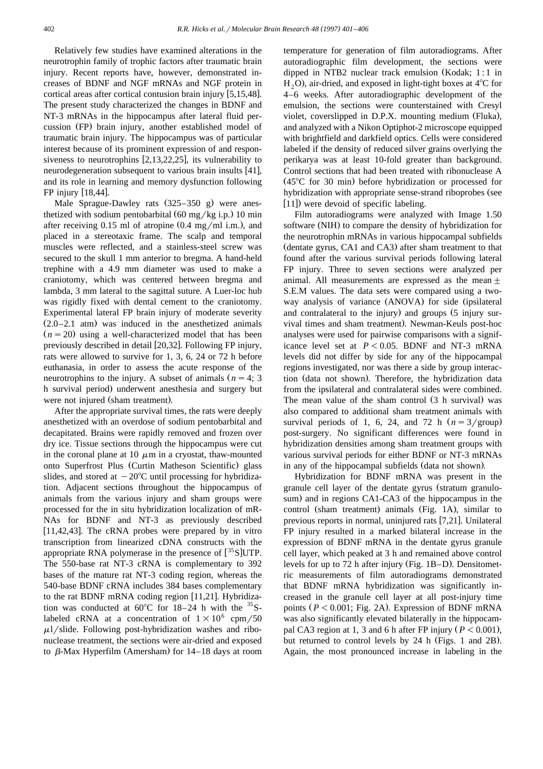Relatively few studies have examined alterations in the neurotrophin family of trophic factors after traumatic brain injury. Recent reports have, however, demonstrated increases of BDNF and NGF mRNAs and NGF protein in cortical areas after cortical contusion brain injury [5,15,48]. The present study characterized the changes in BDNF and NT-3 mRNAs in the hippocampus after lateral fluid percussion (FP) brain injury, another established model of traumatic brain injury. The hippocampus was of particular interest because of its prominent expression of and responsiveness to neurotrophins [2,13,22,25], its vulnerability to neurodegeneration subsequent to various brain insults [41], and its role in learning and memory dysfunction following FP injury [18,44].

Male Sprague-Dawley rats (325–350 g) were anesthetized with sodium pentobarbital (60 mg/kg i.p.) 10 min after receiving 0.15 ml of atropine (0.4 mg/ml i.m.), and placed in a stereotaxic frame. The scalp and temporal muscles were reflected, and a stainless-steel screw was secured to the skull 1 mm anterior to bregma. A hand-held trephine with a 4.9 mm diameter was used to make a craniotomy, which was centered between bregma and lambda, 3 mm lateral to the sagittal suture. A Luer-loc hub was rigidly fixed with dental cement to the craniotomy. Experimental lateral FP brain injury of moderate severity (2.0–2.1 atm) was induced in the anesthetized animals ($n = 20$) using a well-characterized model that has been previously described in detail [20,32]. Following FP injury, rats were allowed to survive for 1, 3, 6, 24 or 72 h before euthanasia, in order to assess the acute response of the neurotrophins to the injury. A subset of animals ($n = 4$; 3 h survival period) underwent anesthesia and surgery but were not injured (sham treatment).

After the appropriate survival times, the rats were deeply anesthetized with an overdose of sodium pentobarbital and decapitated. Brains were rapidly removed and frozen over dry ice. Tissue sections through the hippocampus were cut in the coronal plane at 10 $\mu$m in a cryostat, thaw-mounted onto Superfrost Plus (Curtin Matheson Scientific) glass slides, and stored at $-20°C$ until processing for hybridization. Adjacent sections throughout the hippocampus of animals from the various injury and sham groups were processed for the in situ hybridization localization of mRNAs for BDNF and NT-3 as previously described [11,42,43]. The cRNA probes were prepared by in vitro transcription from linearized cDNA constructs with the appropriate RNA polymerase in the presence of [$^{35}$S]UTP. The 550-base rat NT-3 cRNA is complementary to 392 bases of the mature rat NT-3 coding region, whereas the 540-base BDNF cRNA includes 384 bases complementary to the rat BDNF mRNA coding region [11,21]. Hybridization was conducted at 60°C for 18–24 h with the $^{35}$S-labeled cRNA at a concentration of $1 \times 10^6$ cpm/50 $\mu$l/slide. Following post-hybridization washes and ribonuclease treatment, the sections were air-dried and exposed to $\beta$-Max Hyperfilm (Amersham) for 14–18 days at room temperature for generation of film autoradiograms. After autoradiographic film development, the sections were dipped in NTB2 nuclear track emulsion (Kodak; 1:1 in $H_2O$), air-dried, and exposed in light-tight boxes at 4°C for 4–6 weeks. After autoradiographic development of the emulsion, the sections were counterstained with Cresyl violet, coverslipped in D.P.X. mounting medium (Fluka), and analyzed with a Nikon Optiphot-2 microscope equipped with brightfield and darkfield optics. Cells were considered labeled if the density of reduced silver grains overlying the perikarya was at least 10-fold greater than background. Control sections that had been treated with ribonuclease A (45°C for 30 min) before hybridization or processed for hybridization with appropriate sense-strand riboprobes (see [11]) were devoid of specific labeling.

Film autoradiograms were analyzed with Image 1.50 software (NIH) to compare the density of hybridization for the neurotrophin mRNAs in various hippocampal subfields (dentate gyrus, CA1 and CA3) after sham treatment to that found after the various survival periods following lateral FP injury. Three to seven sections were analyzed per animal. All measurements are expressed as the mean $\pm$ S.E.M values. The data sets were compared using a two-way analysis of variance (ANOVA) for side (ipsilateral and contralateral to the injury) and groups (5 injury survival times and sham treatment). Newman-Keuls post-hoc analyses were used for pairwise comparisons with a significance level set at $P < 0.05$. BDNF and NT-3 mRNA levels did not differ by side for any of the hippocampal regions investigated, nor was there a side by group interaction (data not shown). Therefore, the hybridization data from the ipsilateral and contralateral sides were combined. The mean value of the sham control (3 h survival) was also compared to additional sham treatment animals with survival periods of 1, 6, 24, and 72 h ($n = 3$/group) post-surgery. No significant differences were found in hybridization densities among sham treatment groups with various survival periods for either BDNF or NT-3 mRNAs in any of the hippocampal subfields (data not shown).

Hybridization for BDNF mRNA was present in the granule cell layer of the dentate gyrus (stratum granulosum) and in regions CA1-CA3 of the hippocampus in the control (sham treatment) animals (Fig. 1A), similar to previous reports in normal, uninjured rats [7,21]. Unilateral FP injury resulted in a marked bilateral increase in the expression of BDNF mRNA in the dentate gyrus granule cell layer, which peaked at 3 h and remained above control levels for up to 72 h after injury (Fig. 1B–D). Densitometric measurements of film autoradiograms demonstrated that BDNF mRNA hybridization was significantly increased in the granule cell layer at all post-injury time points ($P < 0.001$; Fig. 2A). Expression of BDNF mRNA was also significantly elevated bilaterally in the hippocampal CA3 region at 1, 3 and 6 h after FP injury ($P < 0.001$), but returned to control levels by 24 h (Figs. 1 and 2B). Again, the most pronounced increase in labeling in the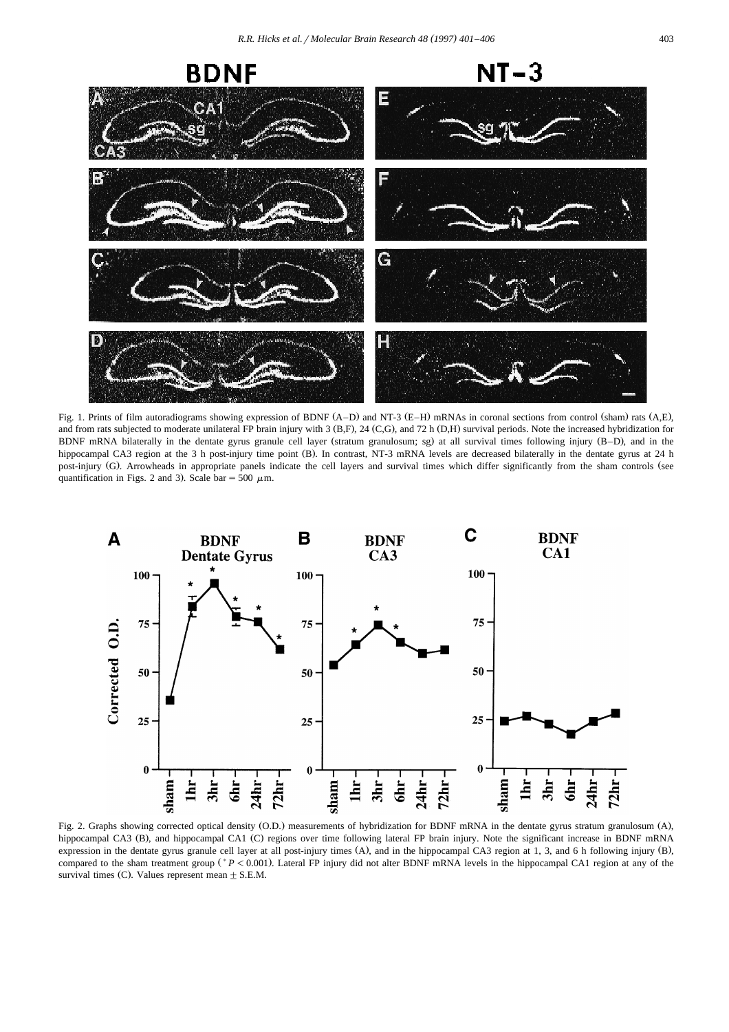Fig. 1. Prints of film autoradiograms showing expression of BDNF (A–D) and NT-3 (E–H) mRNAs in coronal sections from control (sham) rats (A,E), and from rats subjected to moderate unilateral FP brain injury with 3 (B,F), 24 (C,G), and 72 h (D,H) survival periods. Note the increased hybridization for BDNF mRNA bilaterally in the dentate gyrus granule cell layer (stratum granulosum; sg) at all survival times following injury (B–D), and in the hippocampal CA3 region at the 3 h post-injury time point (B). In contrast, NT-3 mRNA levels are decreased bilaterally in the dentate gyrus at 24 h post-injury (G). Arrowheads in appropriate panels indicate the cell layers and survival times which differ significantly from the sham controls (see quantification in Figs. 2 and 3). Scale bar = 500 $\mu$m.

Fig. 2. Graphs showing corrected optical density (O.D.) measurements of hybridization for BDNF mRNA in the dentate gyrus stratum granulosum (A), hippocampal CA3 (B), and hippocampal CA1 (C) regions over time following lateral FP brain injury. Note the significant increase in BDNF mRNA expression in the dentate gyrus granule cell layer at all post-injury times (A), and in the hippocampal CA3 region at 1, 3, and 6 h following injury (B), compared to the sham treatment group ($^{*}P < 0.001$). Lateral FP injury did not alter BDNF mRNA levels in the hippocampal CA1 region at any of the survival times (C). Values represent mean $\pm$ S.E.M.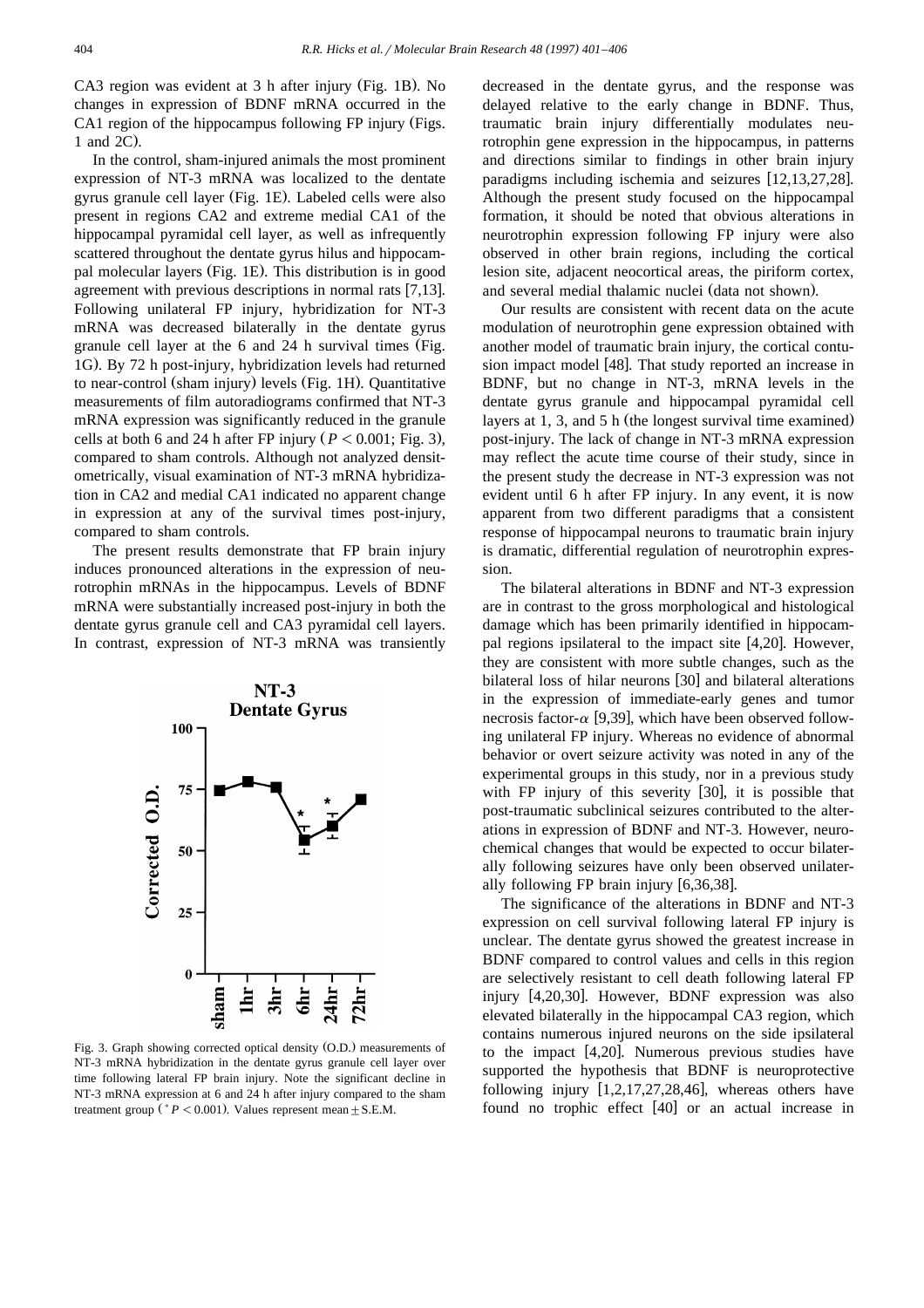CA3 region was evident at 3 h after injury (Fig. 1B). No changes in expression of BDNF mRNA occurred in the CA1 region of the hippocampus following FP injury (Figs. 1 and 2C).

In the control, sham-injured animals the most prominent expression of NT-3 mRNA was localized to the dentate gyrus granule cell layer (Fig. 1E). Labeled cells were also present in regions CA2 and extreme medial CA1 of the hippocampal pyramidal cell layer, as well as infrequently scattered throughout the dentate gyrus hilus and hippocampal molecular layers (Fig. 1E). This distribution is in good agreement with previous descriptions in normal rats [7,13]. Following unilateral FP injury, hybridization for NT-3 mRNA was decreased bilaterally in the dentate gyrus granule cell layer at the 6 and 24 h survival times (Fig. 1G). By 72 h post-injury, hybridization levels had returned to near-control (sham injury) levels (Fig. 1H). Quantitative measurements of film autoradiograms confirmed that NT-3 mRNA expression was significantly reduced in the granule cells at both 6 and 24 h after FP injury ($P < 0.001$; Fig. 3), compared to sham controls. Although not analyzed densitometrically, visual examination of NT-3 mRNA hybridization in CA2 and medial CA1 indicated no apparent change in expression at any of the survival times post-injury, compared to sham controls.

The present results demonstrate that FP brain injury induces pronounced alterations in the expression of neurotrophin mRNAs in the hippocampus. Levels of BDNF mRNA were substantially increased post-injury in both the dentate gyrus granule cell and CA3 pyramidal cell layers. In contrast, expression of NT-3 mRNA was transiently decreased in the dentate gyrus, and the response was delayed relative to the early change in BDNF. Thus, traumatic brain injury differentially modulates neurotrophin gene expression in the hippocampus, in patterns and directions similar to findings in other brain injury paradigms including ischemia and seizures [12,13,27,28]. Although the present study focused on the hippocampal formation, it should be noted that obvious alterations in neurotrophin expression following FP injury were also observed in other brain regions, including the cortical lesion site, adjacent neocortical areas, the piriform cortex, and several medial thalamic nuclei (data not shown).

Our results are consistent with recent data on the acute modulation of neurotrophin gene expression obtained with another model of traumatic brain injury, the cortical contusion impact model [48]. That study reported an increase in BDNF, but no change in NT-3, mRNA levels in the dentate gyrus granule and hippocampal pyramidal cell layers at 1, 3, and 5 h (the longest survival time examined) post-injury. The lack of change in NT-3 mRNA expression may reflect the acute time course of their study, since in the present study the decrease in NT-3 expression was not evident until 6 h after FP injury. In any event, it is now apparent from two different paradigms that a consistent response of hippocampal neurons to traumatic brain injury is dramatic, differential regulation of neurotrophin expression.

The bilateral alterations in BDNF and NT-3 expression are in contrast to the gross morphological and histological damage which has been primarily identified in hippocampal regions ipsilateral to the impact site [4,20]. However, they are consistent with more subtle changes, such as the bilateral loss of hilar neurons [30] and bilateral alterations in the expression of immediate-early genes and tumor necrosis factor-$\alpha$ [9,39], which have been observed following unilateral FP injury. Whereas no evidence of abnormal behavior or overt seizure activity was noted in any of the experimental groups in this study, nor in a previous study with FP injury of this severity [30], it is possible that post-traumatic subclinical seizures contributed to the alterations in expression of BDNF and NT-3. However, neurochemical changes that would be expected to occur bilaterally following seizures have only been observed unilaterally following FP brain injury [6,36,38].

The significance of the alterations in BDNF and NT-3 expression on cell survival following lateral FP injury is unclear. The dentate gyrus showed the greatest increase in BDNF compared to control values and cells in this region are selectively resistant to cell death following lateral FP injury [4,20,30]. However, BDNF expression was also elevated bilaterally in the hippocampal CA3 region, which contains numerous injured neurons on the side ipsilateral to the impact [4,20]. Numerous previous studies have supported the hypothesis that BDNF is neuroprotective following injury [1,2,17,27,28,46], whereas others have found no trophic effect [40] or an actual increase in

Fig. 3. Graph showing corrected optical density (O.D.) measurements of NT-3 mRNA hybridization in the dentate gyrus granule cell layer over time following lateral FP brain injury. Note the significant decline in NT-3 mRNA expression at 6 and 24 h after injury compared to the sham treatment group ($^{*}P < 0.001$). Values represent mean ± S.E.M.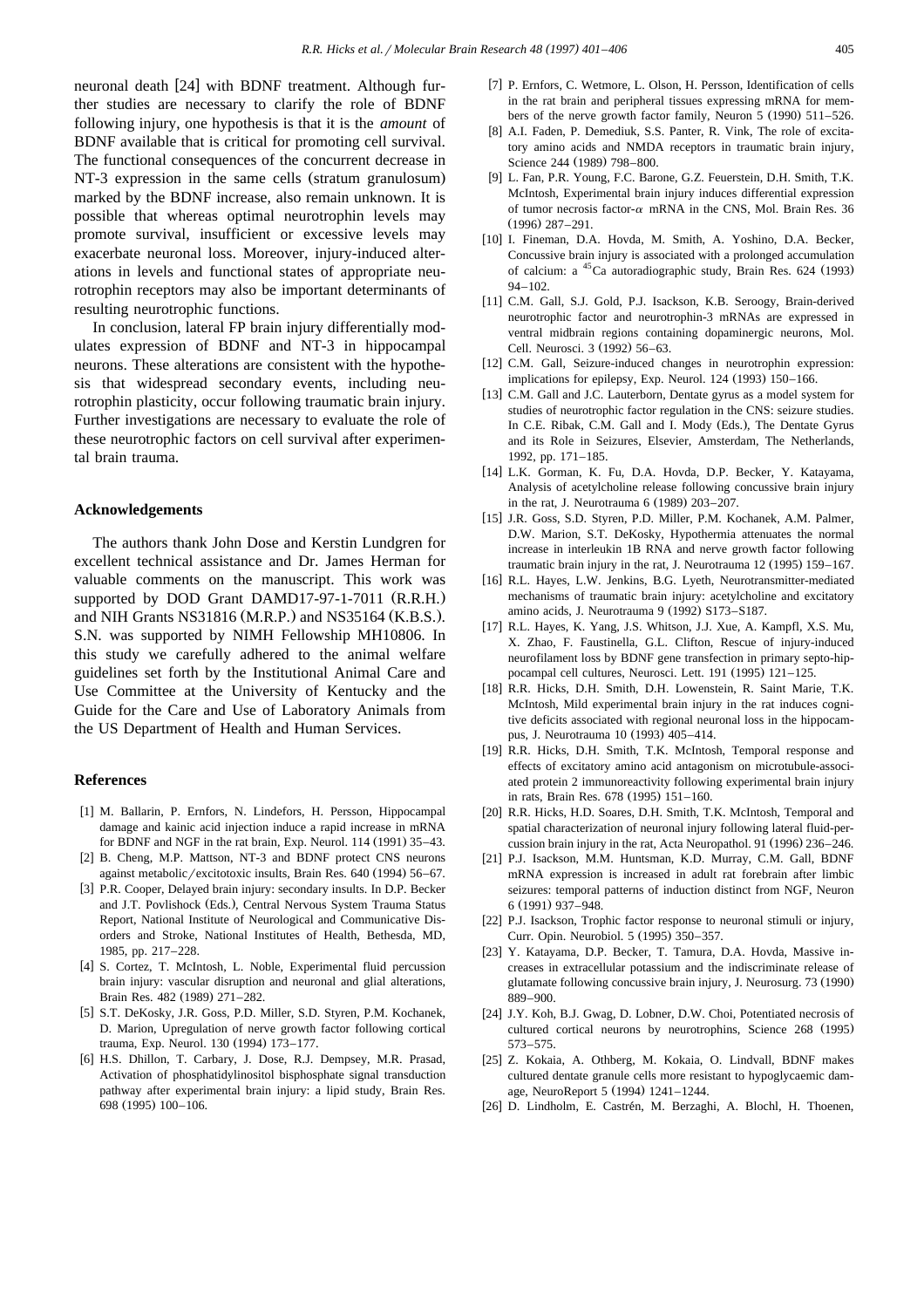neuronal death [24] with BDNF treatment. Although further studies are necessary to clarify the role of BDNF following injury, one hypothesis is that it is the *amount* of BDNF available that is critical for promoting cell survival. The functional consequences of the concurrent decrease in NT-3 expression in the same cells (stratum granulosum) marked by the BDNF increase, also remain unknown. It is possible that whereas optimal neurotrophin levels may promote survival, insufficient or excessive levels may exacerbate neuronal loss. Moreover, injury-induced alterations in levels and functional states of appropriate neurotrophin receptors may also be important determinants of resulting neurotrophic functions.

In conclusion, lateral FP brain injury differentially modulates expression of BDNF and NT-3 in hippocampal neurons. These alterations are consistent with the hypothesis that widespread secondary events, including neurotrophin plasticity, occur following traumatic brain injury. Further investigations are necessary to evaluate the role of these neurotrophic factors on cell survival after experimental brain trauma.

## Acknowledgements

The authors thank John Dose and Kerstin Lundgren for excellent technical assistance and Dr. James Herman for valuable comments on the manuscript. This work was supported by DOD Grant DAMD17-97-1-7011 (R.R.H.) and NIH Grants NS31816 (M.R.P.) and NS35164 (K.B.S.). S.N. was supported by NIMH Fellowship MH10806. In this study we carefully adhered to the animal welfare guidelines set forth by the Institutional Animal Care and Use Committee at the University of Kentucky and the Guide for the Care and Use of Laboratory Animals from the US Department of Health and Human Services.

## References

[1] M. Ballarin, P. Ernfors, N. Lindefors, H. Persson, Hippocampal damage and kainic acid injection induce a rapid increase in mRNA for BDNF and NGF in the rat brain, Exp. Neurol. 114 (1991) 35–43.

[2] B. Cheng, M.P. Mattson, NT-3 and BDNF protect CNS neurons against metabolic/excitotoxic insults, Brain Res. 640 (1994) 56–67.

[3] P.R. Cooper, Delayed brain injury: secondary insults. In D.P. Becker and J.T. Povlishock (Eds.), Central Nervous System Trauma Status Report, National Institute of Neurological and Communicative Disorders and Stroke, National Institutes of Health, Bethesda, MD, 1985, pp. 217–228.

[4] S. Cortez, T. McIntosh, L. Noble, Experimental fluid percussion brain injury: vascular disruption and neuronal and glial alterations, Brain Res. 482 (1989) 271–282.

[5] S.T. DeKosky, J.R. Goss, P.D. Miller, S.D. Styren, P.M. Kochanek, D. Marion, Upregulation of nerve growth factor following cortical trauma, Exp. Neurol. 130 (1994) 173–177.

[6] H.S. Dhillon, T. Carbary, J. Dose, R.J. Dempsey, M.R. Prasad, Activation of phosphatidylinositol bisphosphate signal transduction pathway after experimental brain injury: a lipid study, Brain Res. 698 (1995) 100–106.

[7] P. Ernfors, C. Wetmore, L. Olson, H. Persson, Identification of cells in the rat brain and peripheral tissues expressing mRNA for members of the nerve growth factor family, Neuron 5 (1990) 511–526.

[8] A.I. Faden, P. Demediuk, S.S. Panter, R. Vink, The role of excitatory amino acids and NMDA receptors in traumatic brain injury, Science 244 (1989) 798–800.

[9] L. Fan, P.R. Young, F.C. Barone, G.Z. Feuerstein, D.H. Smith, T.K. McIntosh, Experimental brain injury induces differential expression of tumor necrosis factor-$\alpha$ mRNA in the CNS, Mol. Brain Res. 36 (1996) 287–291.

[10] I. Fineman, D.A. Hovda, M. Smith, A. Yoshino, D.A. Becker, Concussive brain injury is associated with a prolonged accumulation of calcium: a $^{45}$Ca autoradiographic study, Brain Res. 624 (1993) 94–102.

[11] C.M. Gall, S.J. Gold, P.J. Isackson, K.B. Seroogy, Brain-derived neurotrophic factor and neurotrophin-3 mRNAs are expressed in ventral midbrain regions containing dopaminergic neurons, Mol. Cell. Neurosci. 3 (1992) 56–63.

[12] C.M. Gall, Seizure-induced changes in neurotrophin expression: implications for epilepsy, Exp. Neurol. 124 (1993) 150–166.

[13] C.M. Gall and J.C. Lauterborn, Dentate gyrus as a model system for studies of neurotrophic factor regulation in the CNS: seizure studies. In C.E. Ribak, C.M. Gall and I. Mody (Eds.), The Dentate Gyrus and its Role in Seizures, Elsevier, Amsterdam, The Netherlands, 1992, pp. 171–185.

[14] L.K. Gorman, K. Fu, D.A. Hovda, D.P. Becker, Y. Katayama, Analysis of acetylcholine release following concussive brain injury in the rat, J. Neurotrauma 6 (1989) 203–207.

[15] J.R. Goss, S.D. Styren, P.D. Miller, P.M. Kochanek, A.M. Palmer, D.W. Marion, S.T. DeKosky, Hypothermia attenuates the normal increase in interleukin 1B RNA and nerve growth factor following traumatic brain injury in the rat, J. Neurotrauma 12 (1995) 159–167.

[16] R.L. Hayes, L.W. Jenkins, B.G. Lyeth, Neurotransmitter-mediated mechanisms of traumatic brain injury: acetylcholine and excitatory amino acids, J. Neurotrauma 9 (1992) S173–S187.

[17] R.L. Hayes, K. Yang, J.S. Whitson, J.J. Xue, A. Kampfl, X.S. Mu, X. Zhao, F. Faustinella, G.L. Clifton, Rescue of injury-induced neurofilament loss by BDNF gene transfection in primary septo-hippocampal cell cultures, Neurosci. Lett. 191 (1995) 121–125.

[18] R.R. Hicks, D.H. Smith, D.H. Lowenstein, R. Saint Marie, T.K. McIntosh, Mild experimental brain injury in the rat induces cognitive deficits associated with regional neuronal loss in the hippocampus, J. Neurotrauma 10 (1993) 405–414.

[19] R.R. Hicks, D.H. Smith, T.K. McIntosh, Temporal response and effects of excitatory amino acid antagonism on microtubule-associated protein 2 immunoreactivity following experimental brain injury in rats, Brain Res. 678 (1995) 151–160.

[20] R.R. Hicks, H.D. Soares, D.H. Smith, T.K. McIntosh, Temporal and spatial characterization of neuronal injury following lateral fluid-percussion brain injury in the rat, Acta Neuropathol. 91 (1996) 236–246.

[21] P.J. Isackson, M.M. Huntsman, K.D. Murray, C.M. Gall, BDNF mRNA expression is increased in adult rat forebrain after limbic seizures: temporal patterns of induction distinct from NGF, Neuron 6 (1991) 937–948.

[22] P.J. Isackson, Trophic factor response to neuronal stimuli or injury, Curr. Opin. Neurobiol. 5 (1995) 350–357.

[23] Y. Katayama, D.P. Becker, T. Tamura, D.A. Hovda, Massive increases in extracellular potassium and the indiscriminate release of glutamate following concussive brain injury, J. Neurosurg. 73 (1990) 889–900.

[24] J.Y. Koh, B.J. Gwag, D. Lobner, D.W. Choi, Potentiated necrosis of cultured cortical neurons by neurotrophins, Science 268 (1995) 573–575.

[25] Z. Kokaia, A. Othberg, M. Kokaia, O. Lindvall, BDNF makes cultured dentate granule cells more resistant to hypoglycaemic damage, NeuroReport 5 (1994) 1241–1244.

[26] D. Lindholm, E. Castrén, M. Berzaghi, A. Blochl, H. Thoenen,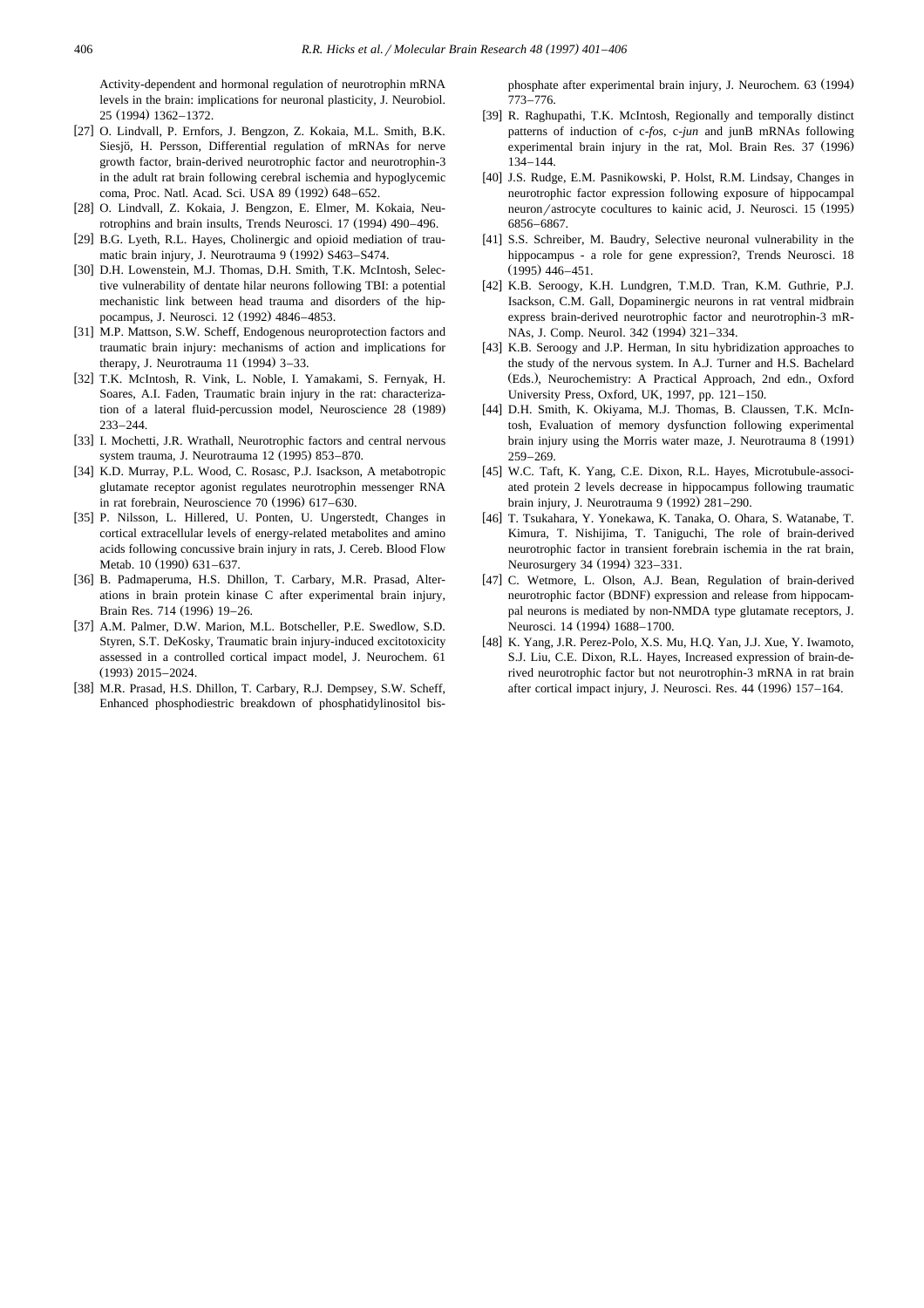Activity-dependent and hormonal regulation of neurotrophin mRNA levels in the brain: implications for neuronal plasticity, J. Neurobiol. 25 (1994) 1362–1372.

[27] O. Lindvall, P. Ernfors, J. Bengzon, Z. Kokaia, M.L. Smith, B.K. Siesjö, H. Persson, Differential regulation of mRNAs for nerve growth factor, brain-derived neurotrophic factor and neurotrophin-3 in the adult rat brain following cerebral ischemia and hypoglycemic coma, Proc. Natl. Acad. Sci. USA 89 (1992) 648–652.

[28] O. Lindvall, Z. Kokaia, J. Bengzon, E. Elmer, M. Kokaia, Neurotrophins and brain insults, Trends Neurosci. 17 (1994) 490–496.

[29] B.G. Lyeth, R.L. Hayes, Cholinergic and opioid mediation of traumatic brain injury, J. Neurotrauma 9 (1992) S463–S474.

[30] D.H. Lowenstein, M.J. Thomas, D.H. Smith, T.K. McIntosh, Selective vulnerability of dentate hilar neurons following TBI: a potential mechanistic link between head trauma and disorders of the hippocampus, J. Neurosci. 12 (1992) 4846–4853.

[31] M.P. Mattson, S.W. Scheff, Endogenous neuroprotection factors and traumatic brain injury: mechanisms of action and implications for therapy, J. Neurotrauma 11 (1994) 3–33.

[32] T.K. McIntosh, R. Vink, L. Noble, I. Yamakami, S. Fernyak, H. Soares, A.I. Faden, Traumatic brain injury in the rat: characterization of a lateral fluid-percussion model, Neuroscience 28 (1989) 233–244.

[33] I. Mochetti, J.R. Wrathall, Neurotrophic factors and central nervous system trauma, J. Neurotrauma 12 (1995) 853–870.

[34] K.D. Murray, P.L. Wood, C. Rosasc, P.J. Isackson, A metabotropic glutamate receptor agonist regulates neurotrophin messenger RNA in rat forebrain, Neuroscience 70 (1996) 617–630.

[35] P. Nilsson, L. Hillered, U. Ponten, U. Ungerstedt, Changes in cortical extracellular levels of energy-related metabolites and amino acids following concussive brain injury in rats, J. Cereb. Blood Flow Metab. 10 (1990) 631–637.

[36] B. Padmaperuma, H.S. Dhillon, T. Carbary, M.R. Prasad, Alterations in brain protein kinase C after experimental brain injury, Brain Res. 714 (1996) 19–26.

[37] A.M. Palmer, D.W. Marion, M.L. Botscheller, P.E. Swedlow, S.D. Styren, S.T. DeKosky, Traumatic brain injury-induced excitotoxicity assessed in a controlled cortical impact model, J. Neurochem. 61 (1993) 2015–2024.

[38] M.R. Prasad, H.S. Dhillon, T. Carbary, R.J. Dempsey, S.W. Scheff, Enhanced phosphodiestric breakdown of phosphatidylinositol bisphosphate after experimental brain injury, J. Neurochem. 63 (1994) 773–776.

[39] R. Raghupathi, T.K. McIntosh, Regionally and temporally distinct patterns of induction of c-*fos*, c-*jun* and junB mRNAs following experimental brain injury in the rat, Mol. Brain Res. 37 (1996) 134–144.

[40] J.S. Rudge, E.M. Pasnikowski, P. Holst, R.M. Lindsay, Changes in neurotrophic factor expression following exposure of hippocampal neuron/astrocyte cocultures to kainic acid, J. Neurosci. 15 (1995) 6856–6867.

[41] S.S. Schreiber, M. Baudry, Selective neuronal vulnerability in the hippocampus - a role for gene expression?, Trends Neurosci. 18 (1995) 446–451.

[42] K.B. Seroogy, K.H. Lundgren, T.M.D. Tran, K.M. Guthrie, P.J. Isackson, C.M. Gall, Dopaminergic neurons in rat ventral midbrain express brain-derived neurotrophic factor and neurotrophin-3 mRNAs, J. Comp. Neurol. 342 (1994) 321–334.

[43] K.B. Seroogy and J.P. Herman, In situ hybridization approaches to the study of the nervous system. In A.J. Turner and H.S. Bachelard (Eds.), Neurochemistry: A Practical Approach, 2nd edn., Oxford University Press, Oxford, UK, 1997, pp. 121–150.

[44] D.H. Smith, K. Okiyama, M.J. Thomas, B. Claussen, T.K. McIntosh, Evaluation of memory dysfunction following experimental brain injury using the Morris water maze, J. Neurotrauma 8 (1991) 259–269.

[45] W.C. Taft, K. Yang, C.E. Dixon, R.L. Hayes, Microtubule-associated protein 2 levels decrease in hippocampus following traumatic brain injury, J. Neurotrauma 9 (1992) 281–290.

[46] T. Tsukahara, Y. Yonekawa, K. Tanaka, O. Ohara, S. Watanabe, T. Kimura, T. Nishijima, T. Taniguchi, The role of brain-derived neurotrophic factor in transient forebrain ischemia in the rat brain, Neurosurgery 34 (1994) 323–331.

[47] C. Wetmore, L. Olson, A.J. Bean, Regulation of brain-derived neurotrophic factor (BDNF) expression and release from hippocampal neurons is mediated by non-NMDA type glutamate receptors, J. Neurosci. 14 (1994) 1688–1700.

[48] K. Yang, J.R. Perez-Polo, X.S. Mu, H.Q. Yan, J.J. Xue, Y. Iwamoto, S.J. Liu, C.E. Dixon, R.L. Hayes, Increased expression of brain-derived neurotrophic factor but not neurotrophin-3 mRNA in rat brain after cortical impact injury, J. Neurosci. Res. 44 (1996) 157–164.